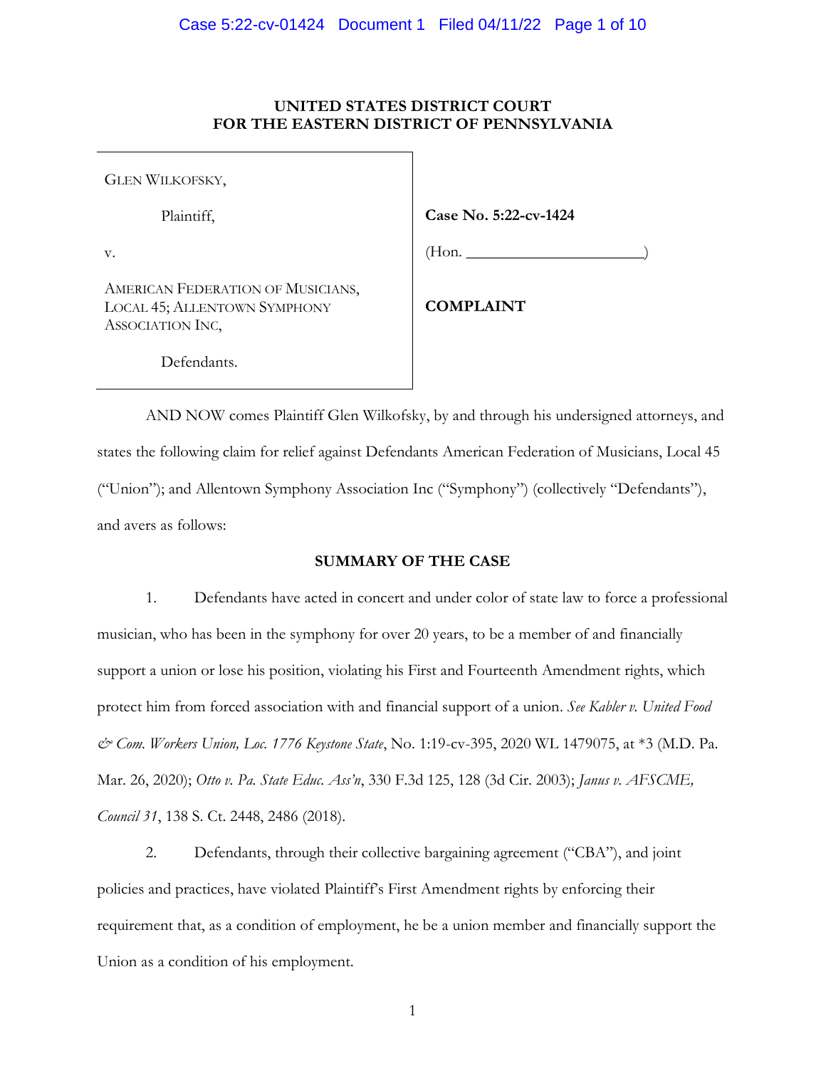**UNITED STATES DISTRICT COURT**
**FOR THE EASTERN DISTRICT OF PENNSYLVANIA**

| | |
|---|---|
| GLEN WILKOFSKY,<br><br>Plaintiff,<br><br>v.<br><br>AMERICAN FEDERATION OF MUSICIANS, LOCAL 45; ALLENTOWN SYMPHONY ASSOCIATION INC,<br><br>Defendants. | **Case No. 5:22-cv-1424**<br><br>(Hon. ______________________)<br><br>**COMPLAINT** |

AND NOW comes Plaintiff Glen Wilkofsky, by and through his undersigned attorneys, and states the following claim for relief against Defendants American Federation of Musicians, Local 45 ("Union"); and Allentown Symphony Association Inc ("Symphony") (collectively "Defendants"), and avers as follows:

## SUMMARY OF THE CASE

1. Defendants have acted in concert and under color of state law to force a professional musician, who has been in the symphony for over 20 years, to be a member of and financially support a union or lose his position, violating his First and Fourteenth Amendment rights, which protect him from forced association with and financial support of a union. *See Kabler v. United Food & Com. Workers Union, Loc. 1776 Keystone State*, No. 1:19-cv-395, 2020 WL 1479075, at *3 (M.D. Pa. Mar. 26, 2020); *Otto v. Pa. State Educ. Ass'n*, 330 F.3d 125, 128 (3d Cir. 2003); *Janus v. AFSCME, Council 31*, 138 S. Ct. 2448, 2486 (2018).

2. Defendants, through their collective bargaining agreement ("CBA"), and joint policies and practices, have violated Plaintiff's First Amendment rights by enforcing their requirement that, as a condition of employment, he be a union member and financially support the Union as a condition of his employment.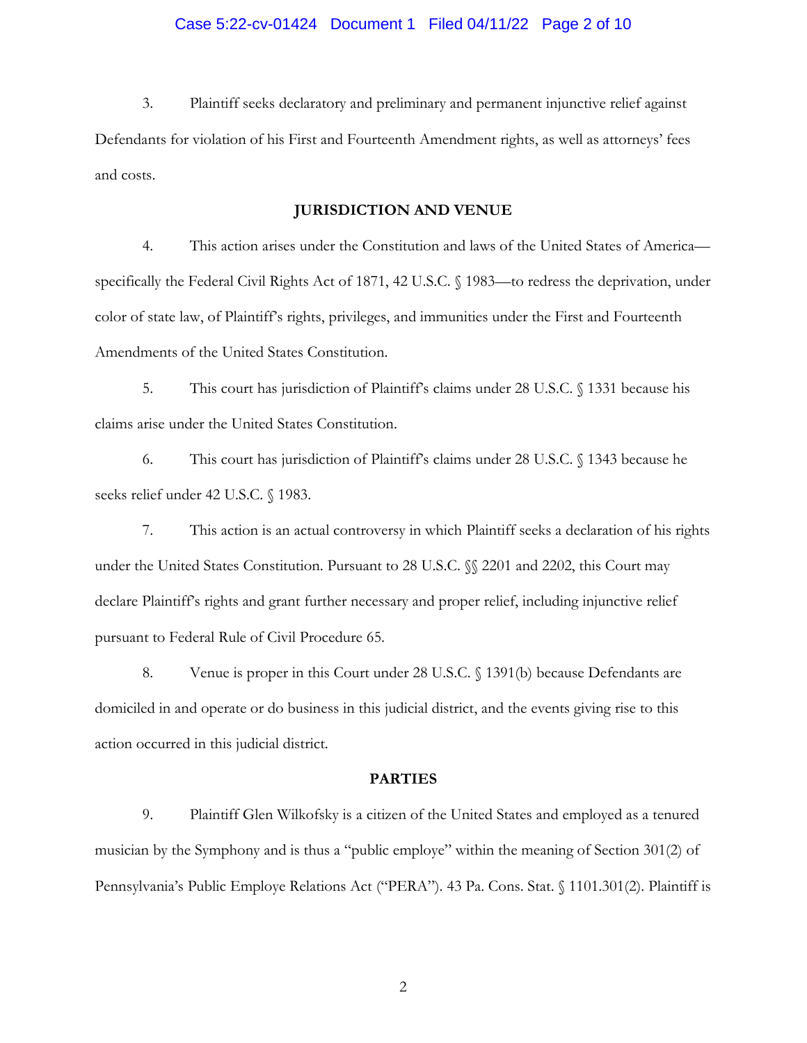3. Plaintiff seeks declaratory and preliminary and permanent injunctive relief against Defendants for violation of his First and Fourteenth Amendment rights, as well as attorneys' fees and costs.

## JURISDICTION AND VENUE

4. This action arises under the Constitution and laws of the United States of America—specifically the Federal Civil Rights Act of 1871, 42 U.S.C. § 1983—to redress the deprivation, under color of state law, of Plaintiff's rights, privileges, and immunities under the First and Fourteenth Amendments of the United States Constitution.

5. This court has jurisdiction of Plaintiff's claims under 28 U.S.C. § 1331 because his claims arise under the United States Constitution.

6. This court has jurisdiction of Plaintiff's claims under 28 U.S.C. § 1343 because he seeks relief under 42 U.S.C. § 1983.

7. This action is an actual controversy in which Plaintiff seeks a declaration of his rights under the United States Constitution. Pursuant to 28 U.S.C. §§ 2201 and 2202, this Court may declare Plaintiff's rights and grant further necessary and proper relief, including injunctive relief pursuant to Federal Rule of Civil Procedure 65.

8. Venue is proper in this Court under 28 U.S.C. § 1391(b) because Defendants are domiciled in and operate or do business in this judicial district, and the events giving rise to this action occurred in this judicial district.

## PARTIES

9. Plaintiff Glen Wilkofsky is a citizen of the United States and employed as a tenured musician by the Symphony and is thus a "public employe" within the meaning of Section 301(2) of Pennsylvania's Public Employe Relations Act ("PERA"). 43 Pa. Cons. Stat. § 1101.301(2). Plaintiff is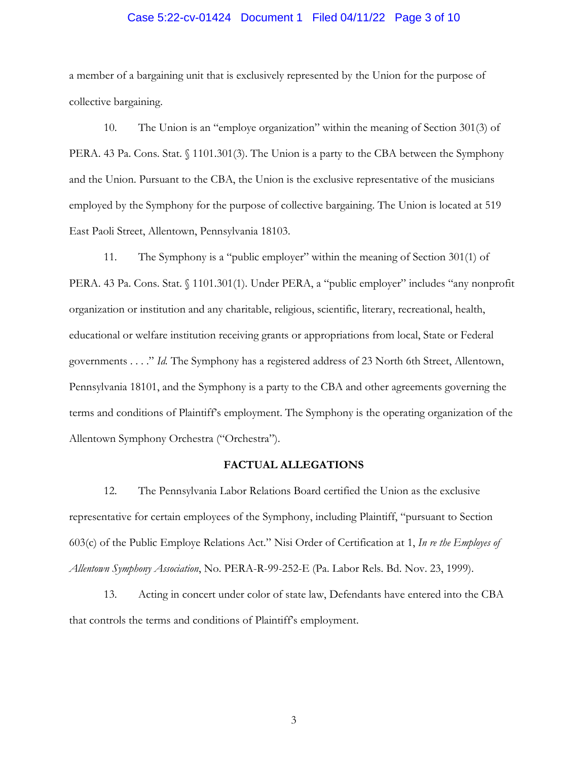a member of a bargaining unit that is exclusively represented by the Union for the purpose of collective bargaining.

10. The Union is an "employe organization" within the meaning of Section 301(3) of PERA. 43 Pa. Cons. Stat. § 1101.301(3). The Union is a party to the CBA between the Symphony and the Union. Pursuant to the CBA, the Union is the exclusive representative of the musicians employed by the Symphony for the purpose of collective bargaining. The Union is located at 519 East Paoli Street, Allentown, Pennsylvania 18103.

11. The Symphony is a "public employer" within the meaning of Section 301(1) of PERA. 43 Pa. Cons. Stat. § 1101.301(1). Under PERA, a "public employer" includes "any nonprofit organization or institution and any charitable, religious, scientific, literary, recreational, health, educational or welfare institution receiving grants or appropriations from local, State or Federal governments . . . ." *Id.* The Symphony has a registered address of 23 North 6th Street, Allentown, Pennsylvania 18101, and the Symphony is a party to the CBA and other agreements governing the terms and conditions of Plaintiff's employment. The Symphony is the operating organization of the Allentown Symphony Orchestra ("Orchestra").

## FACTUAL ALLEGATIONS

12. The Pennsylvania Labor Relations Board certified the Union as the exclusive representative for certain employees of the Symphony, including Plaintiff, "pursuant to Section 603(c) of the Public Employe Relations Act." Nisi Order of Certification at 1, *In re the Employes of Allentown Symphony Association*, No. PERA-R-99-252-E (Pa. Labor Rels. Bd. Nov. 23, 1999).

13. Acting in concert under color of state law, Defendants have entered into the CBA that controls the terms and conditions of Plaintiff's employment.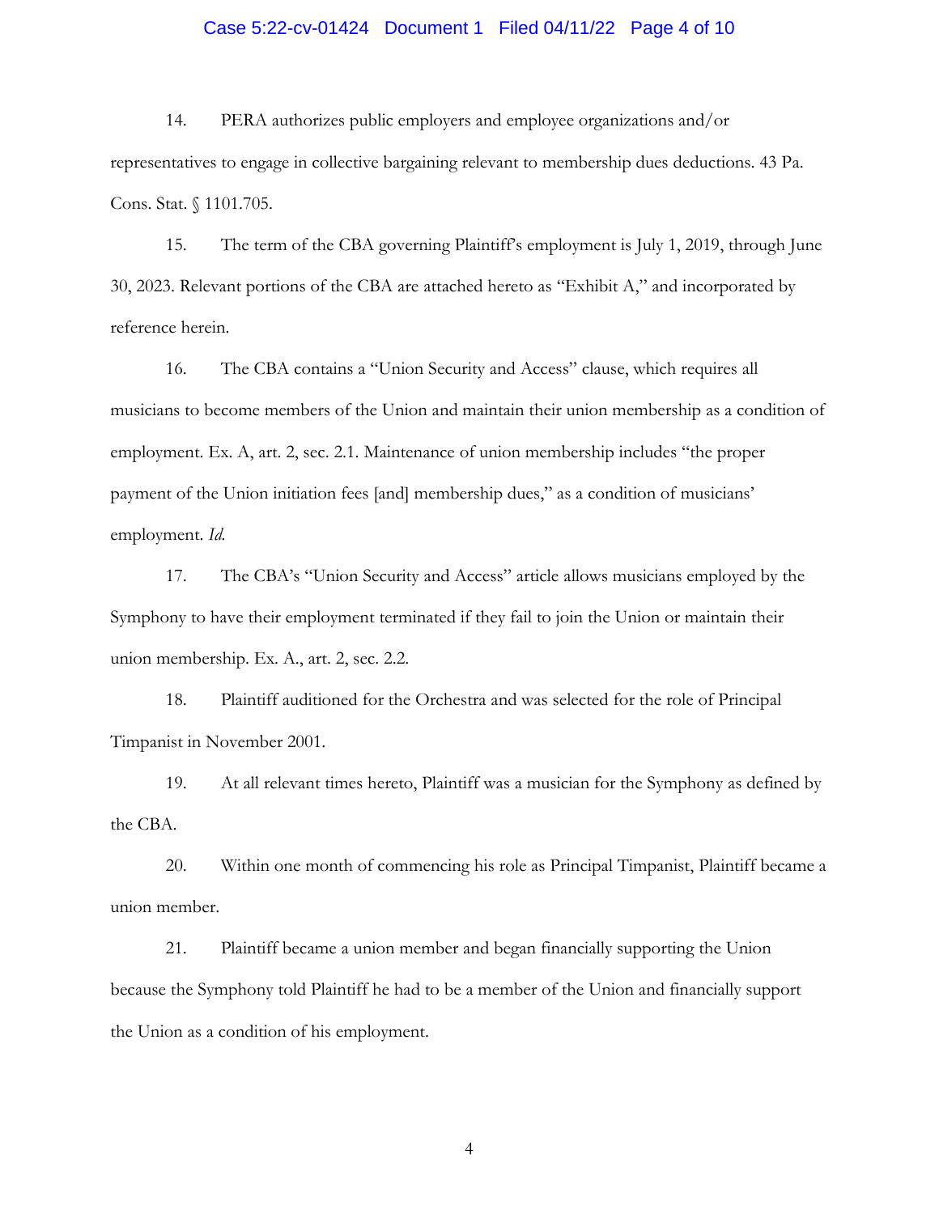14. PERA authorizes public employers and employee organizations and/or representatives to engage in collective bargaining relevant to membership dues deductions. 43 Pa. Cons. Stat. § 1101.705.

15. The term of the CBA governing Plaintiff's employment is July 1, 2019, through June 30, 2023. Relevant portions of the CBA are attached hereto as "Exhibit A," and incorporated by reference herein.

16. The CBA contains a "Union Security and Access" clause, which requires all musicians to become members of the Union and maintain their union membership as a condition of employment. Ex. A, art. 2, sec. 2.1. Maintenance of union membership includes "the proper payment of the Union initiation fees [and] membership dues," as a condition of musicians' employment. *Id.*

17. The CBA's "Union Security and Access" article allows musicians employed by the Symphony to have their employment terminated if they fail to join the Union or maintain their union membership. Ex. A., art. 2, sec. 2.2.

18. Plaintiff auditioned for the Orchestra and was selected for the role of Principal Timpanist in November 2001.

19. At all relevant times hereto, Plaintiff was a musician for the Symphony as defined by the CBA.

20. Within one month of commencing his role as Principal Timpanist, Plaintiff became a union member.

21. Plaintiff became a union member and began financially supporting the Union because the Symphony told Plaintiff he had to be a member of the Union and financially support the Union as a condition of his employment.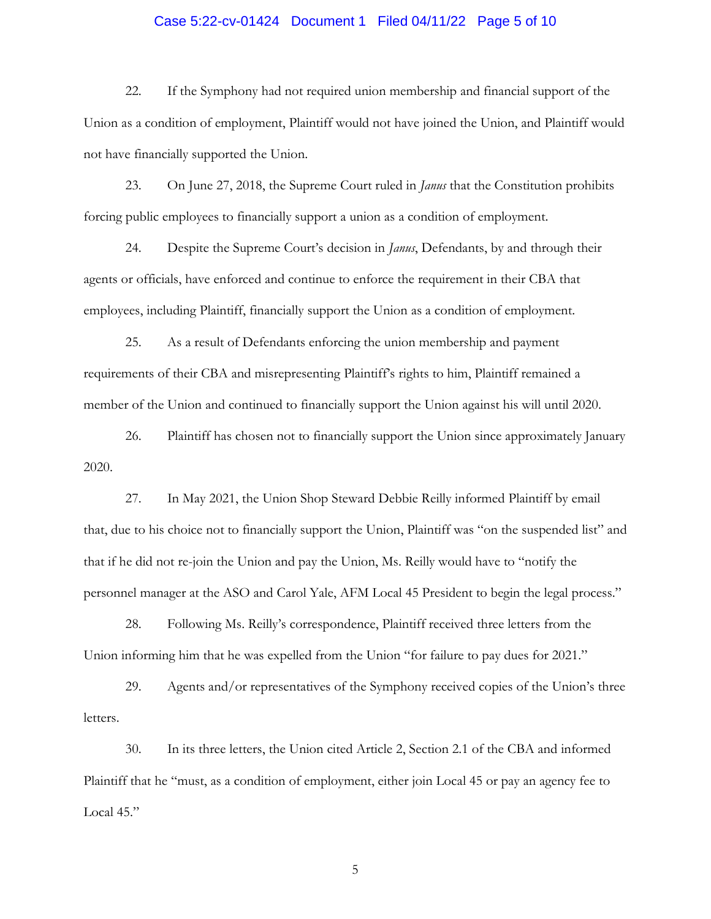22. If the Symphony had not required union membership and financial support of the Union as a condition of employment, Plaintiff would not have joined the Union, and Plaintiff would not have financially supported the Union.

23. On June 27, 2018, the Supreme Court ruled in *Janus* that the Constitution prohibits forcing public employees to financially support a union as a condition of employment.

24. Despite the Supreme Court's decision in *Janus*, Defendants, by and through their agents or officials, have enforced and continue to enforce the requirement in their CBA that employees, including Plaintiff, financially support the Union as a condition of employment.

25. As a result of Defendants enforcing the union membership and payment requirements of their CBA and misrepresenting Plaintiff's rights to him, Plaintiff remained a member of the Union and continued to financially support the Union against his will until 2020.

26. Plaintiff has chosen not to financially support the Union since approximately January 2020.

27. In May 2021, the Union Shop Steward Debbie Reilly informed Plaintiff by email that, due to his choice not to financially support the Union, Plaintiff was "on the suspended list" and that if he did not re-join the Union and pay the Union, Ms. Reilly would have to "notify the personnel manager at the ASO and Carol Yale, AFM Local 45 President to begin the legal process."

28. Following Ms. Reilly's correspondence, Plaintiff received three letters from the Union informing him that he was expelled from the Union "for failure to pay dues for 2021."

29. Agents and/or representatives of the Symphony received copies of the Union's three letters.

30. In its three letters, the Union cited Article 2, Section 2.1 of the CBA and informed Plaintiff that he "must, as a condition of employment, either join Local 45 or pay an agency fee to Local 45."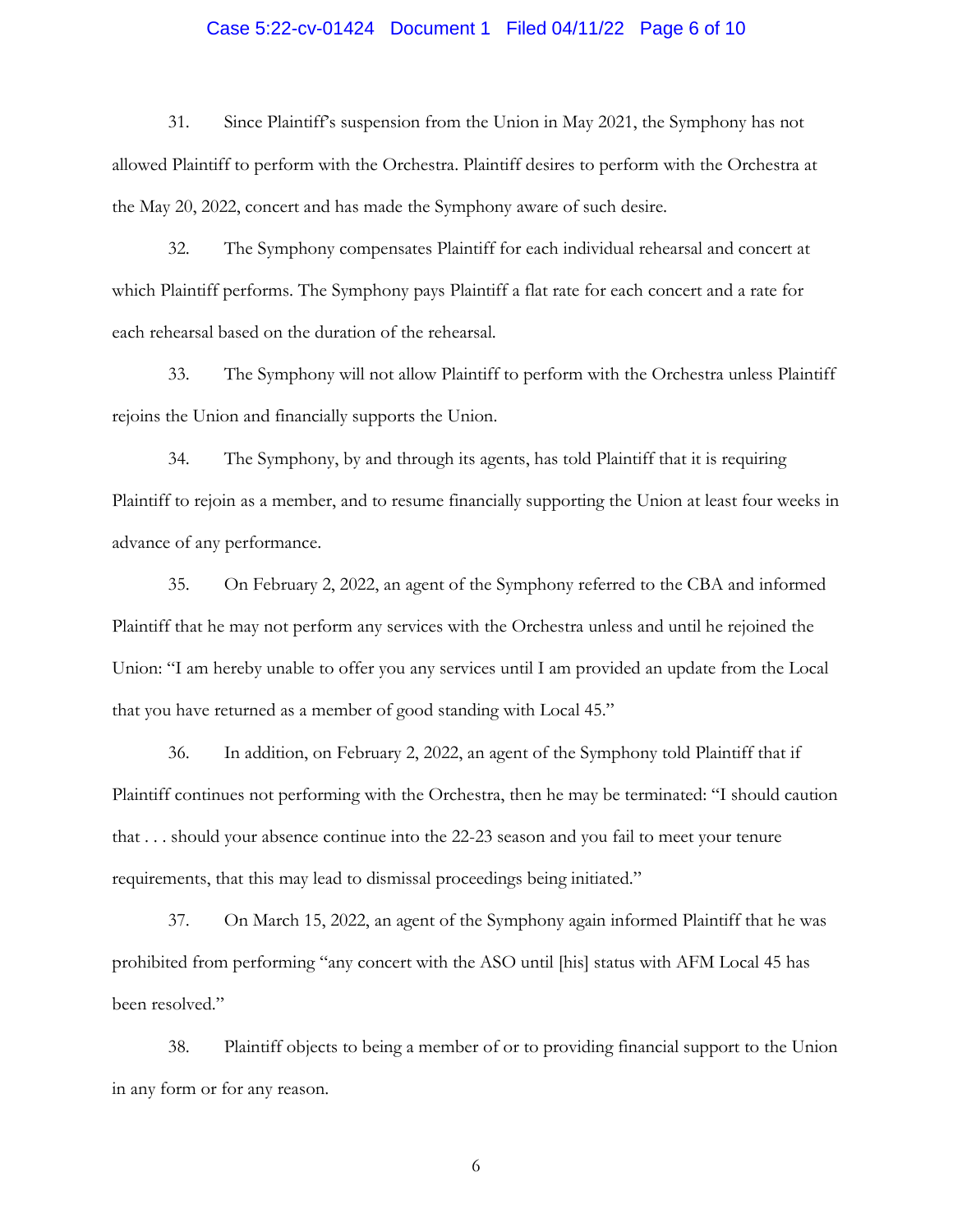31. Since Plaintiff's suspension from the Union in May 2021, the Symphony has not allowed Plaintiff to perform with the Orchestra. Plaintiff desires to perform with the Orchestra at the May 20, 2022, concert and has made the Symphony aware of such desire.

32. The Symphony compensates Plaintiff for each individual rehearsal and concert at which Plaintiff performs. The Symphony pays Plaintiff a flat rate for each concert and a rate for each rehearsal based on the duration of the rehearsal.

33. The Symphony will not allow Plaintiff to perform with the Orchestra unless Plaintiff rejoins the Union and financially supports the Union.

34. The Symphony, by and through its agents, has told Plaintiff that it is requiring Plaintiff to rejoin as a member, and to resume financially supporting the Union at least four weeks in advance of any performance.

35. On February 2, 2022, an agent of the Symphony referred to the CBA and informed Plaintiff that he may not perform any services with the Orchestra unless and until he rejoined the Union: "I am hereby unable to offer you any services until I am provided an update from the Local that you have returned as a member of good standing with Local 45."

36. In addition, on February 2, 2022, an agent of the Symphony told Plaintiff that if Plaintiff continues not performing with the Orchestra, then he may be terminated: "I should caution that . . . should your absence continue into the 22-23 season and you fail to meet your tenure requirements, that this may lead to dismissal proceedings being initiated."

37. On March 15, 2022, an agent of the Symphony again informed Plaintiff that he was prohibited from performing "any concert with the ASO until [his] status with AFM Local 45 has been resolved."

38. Plaintiff objects to being a member of or to providing financial support to the Union in any form or for any reason.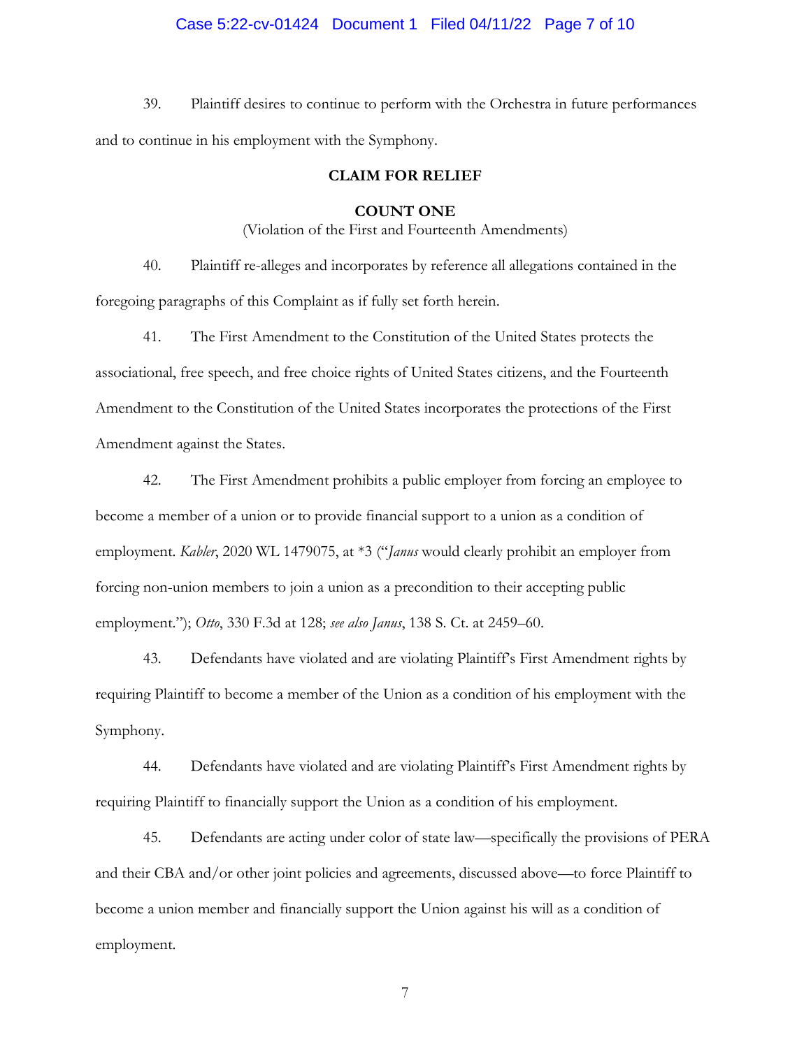39. Plaintiff desires to continue to perform with the Orchestra in future performances and to continue in his employment with the Symphony.

## CLAIM FOR RELIEF

### COUNT ONE

(Violation of the First and Fourteenth Amendments)

40. Plaintiff re-alleges and incorporates by reference all allegations contained in the foregoing paragraphs of this Complaint as if fully set forth herein.

41. The First Amendment to the Constitution of the United States protects the associational, free speech, and free choice rights of United States citizens, and the Fourteenth Amendment to the Constitution of the United States incorporates the protections of the First Amendment against the States.

42. The First Amendment prohibits a public employer from forcing an employee to become a member of a union or to provide financial support to a union as a condition of employment. *Kabler*, 2020 WL 1479075, at *3 ("*Janus* would clearly prohibit an employer from forcing non-union members to join a union as a precondition to their accepting public employment."); *Otto*, 330 F.3d at 128; *see also Janus*, 138 S. Ct. at 2459–60.

43. Defendants have violated and are violating Plaintiff's First Amendment rights by requiring Plaintiff to become a member of the Union as a condition of his employment with the Symphony.

44. Defendants have violated and are violating Plaintiff's First Amendment rights by requiring Plaintiff to financially support the Union as a condition of his employment.

45. Defendants are acting under color of state law—specifically the provisions of PERA and their CBA and/or other joint policies and agreements, discussed above—to force Plaintiff to become a union member and financially support the Union against his will as a condition of employment.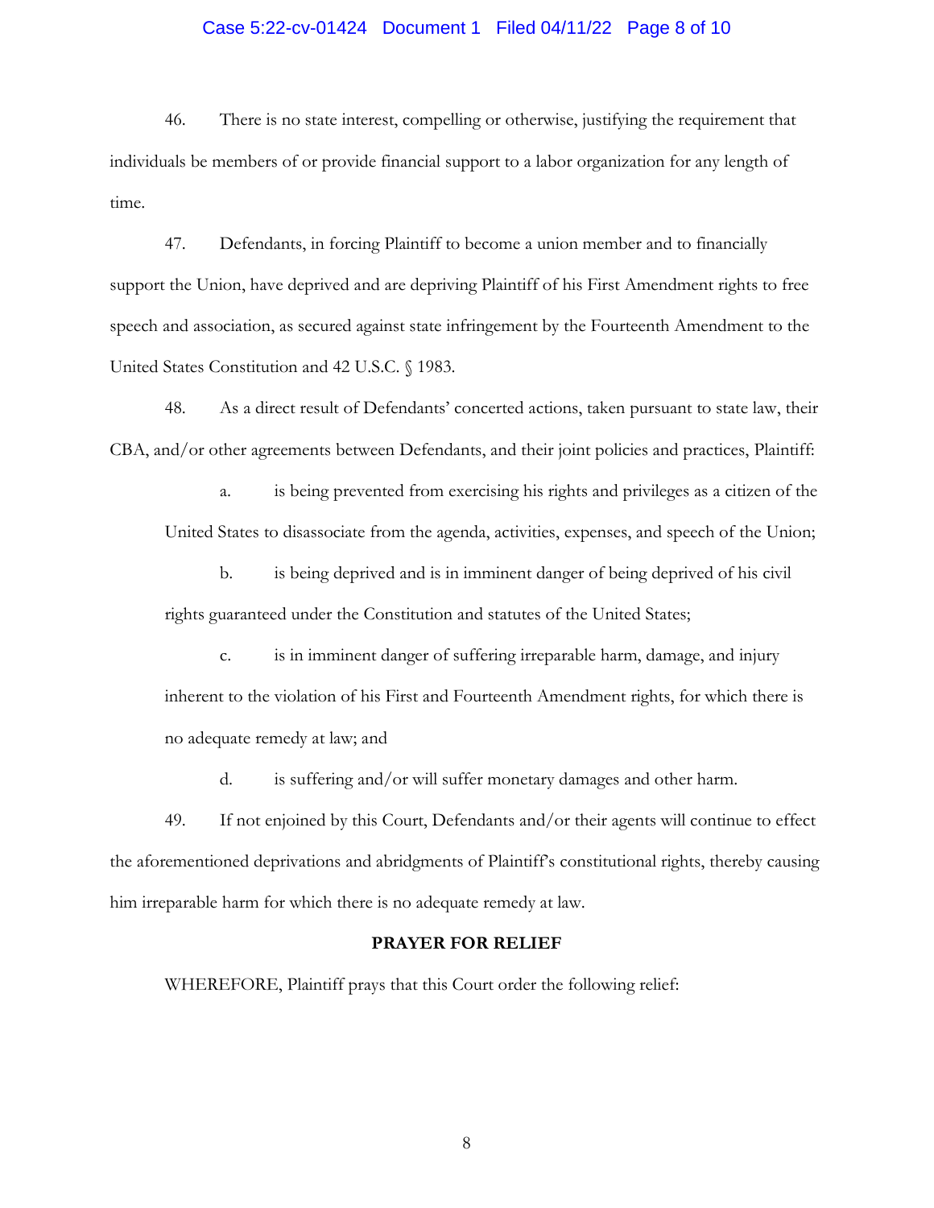46. There is no state interest, compelling or otherwise, justifying the requirement that individuals be members of or provide financial support to a labor organization for any length of time.

47. Defendants, in forcing Plaintiff to become a union member and to financially support the Union, have deprived and are depriving Plaintiff of his First Amendment rights to free speech and association, as secured against state infringement by the Fourteenth Amendment to the United States Constitution and 42 U.S.C. § 1983.

48. As a direct result of Defendants' concerted actions, taken pursuant to state law, their CBA, and/or other agreements between Defendants, and their joint policies and practices, Plaintiff:

a. is being prevented from exercising his rights and privileges as a citizen of the United States to disassociate from the agenda, activities, expenses, and speech of the Union;

b. is being deprived and is in imminent danger of being deprived of his civil rights guaranteed under the Constitution and statutes of the United States;

c. is in imminent danger of suffering irreparable harm, damage, and injury inherent to the violation of his First and Fourteenth Amendment rights, for which there is no adequate remedy at law; and

d. is suffering and/or will suffer monetary damages and other harm.

49. If not enjoined by this Court, Defendants and/or their agents will continue to effect the aforementioned deprivations and abridgments of Plaintiff's constitutional rights, thereby causing him irreparable harm for which there is no adequate remedy at law.

## PRAYER FOR RELIEF

WHEREFORE, Plaintiff prays that this Court order the following relief: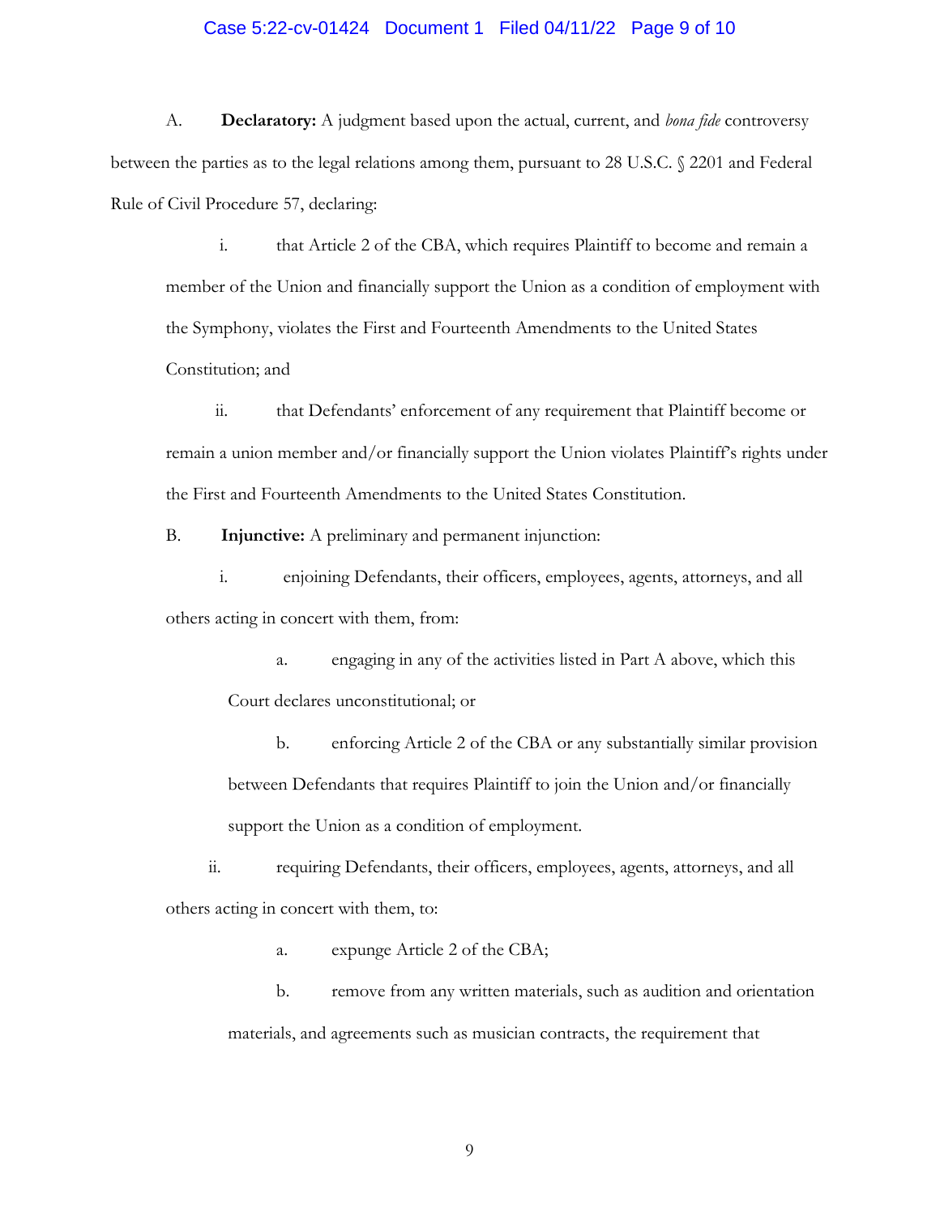A. **Declaratory:** A judgment based upon the actual, current, and *bona fide* controversy between the parties as to the legal relations among them, pursuant to 28 U.S.C. § 2201 and Federal Rule of Civil Procedure 57, declaring:

i. that Article 2 of the CBA, which requires Plaintiff to become and remain a member of the Union and financially support the Union as a condition of employment with the Symphony, violates the First and Fourteenth Amendments to the United States Constitution; and

ii. that Defendants' enforcement of any requirement that Plaintiff become or remain a union member and/or financially support the Union violates Plaintiff's rights under the First and Fourteenth Amendments to the United States Constitution.

B. **Injunctive:** A preliminary and permanent injunction:

i. enjoining Defendants, their officers, employees, agents, attorneys, and all others acting in concert with them, from:

a. engaging in any of the activities listed in Part A above, which this Court declares unconstitutional; or

b. enforcing Article 2 of the CBA or any substantially similar provision between Defendants that requires Plaintiff to join the Union and/or financially support the Union as a condition of employment.

ii. requiring Defendants, their officers, employees, agents, attorneys, and all others acting in concert with them, to:

a. expunge Article 2 of the CBA;

b. remove from any written materials, such as audition and orientation materials, and agreements such as musician contracts, the requirement that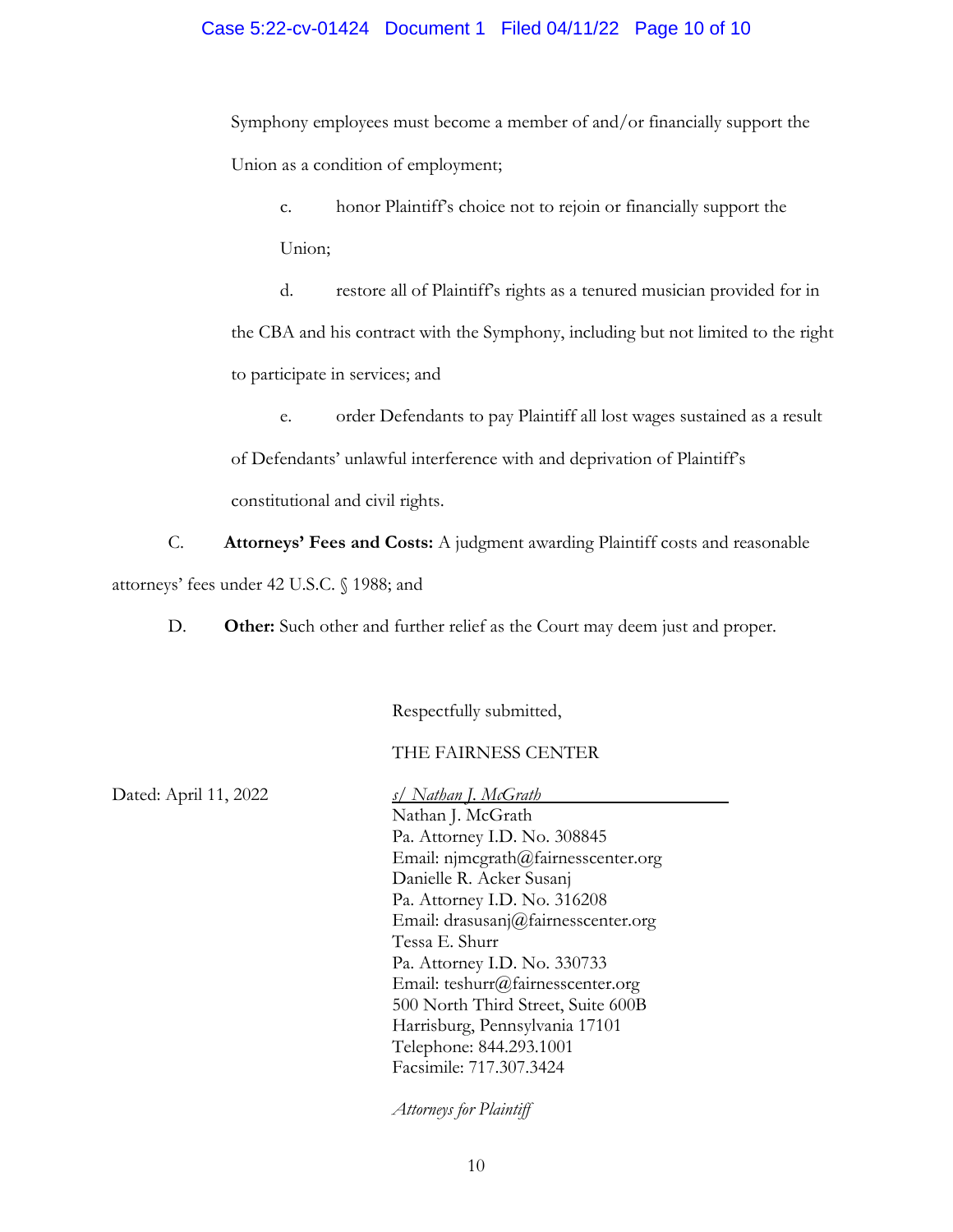Symphony employees must become a member of and/or financially support the Union as a condition of employment;

c. honor Plaintiff's choice not to rejoin or financially support the Union;

d. restore all of Plaintiff's rights as a tenured musician provided for in the CBA and his contract with the Symphony, including but not limited to the right to participate in services; and

e. order Defendants to pay Plaintiff all lost wages sustained as a result of Defendants' unlawful interference with and deprivation of Plaintiff's constitutional and civil rights.

C. **Attorneys' Fees and Costs:** A judgment awarding Plaintiff costs and reasonable attorneys' fees under 42 U.S.C. § 1988; and

D. **Other:** Such other and further relief as the Court may deem just and proper.

Respectfully submitted,

THE FAIRNESS CENTER

Dated: April 11, 2022

*s/ Nathan J. McGrath*
Nathan J. McGrath
Pa. Attorney I.D. No. 308845
Email: njmcgrath@fairnesscenter.org
Danielle R. Acker Susanj
Pa. Attorney I.D. No. 316208
Email: drasusanj@fairnesscenter.org
Tessa E. Shurr
Pa. Attorney I.D. No. 330733
Email: teshurr@fairnesscenter.org
500 North Third Street, Suite 600B
Harrisburg, Pennsylvania 17101
Telephone: 844.293.1001
Facsimile: 717.307.3424

*Attorneys for Plaintiff*